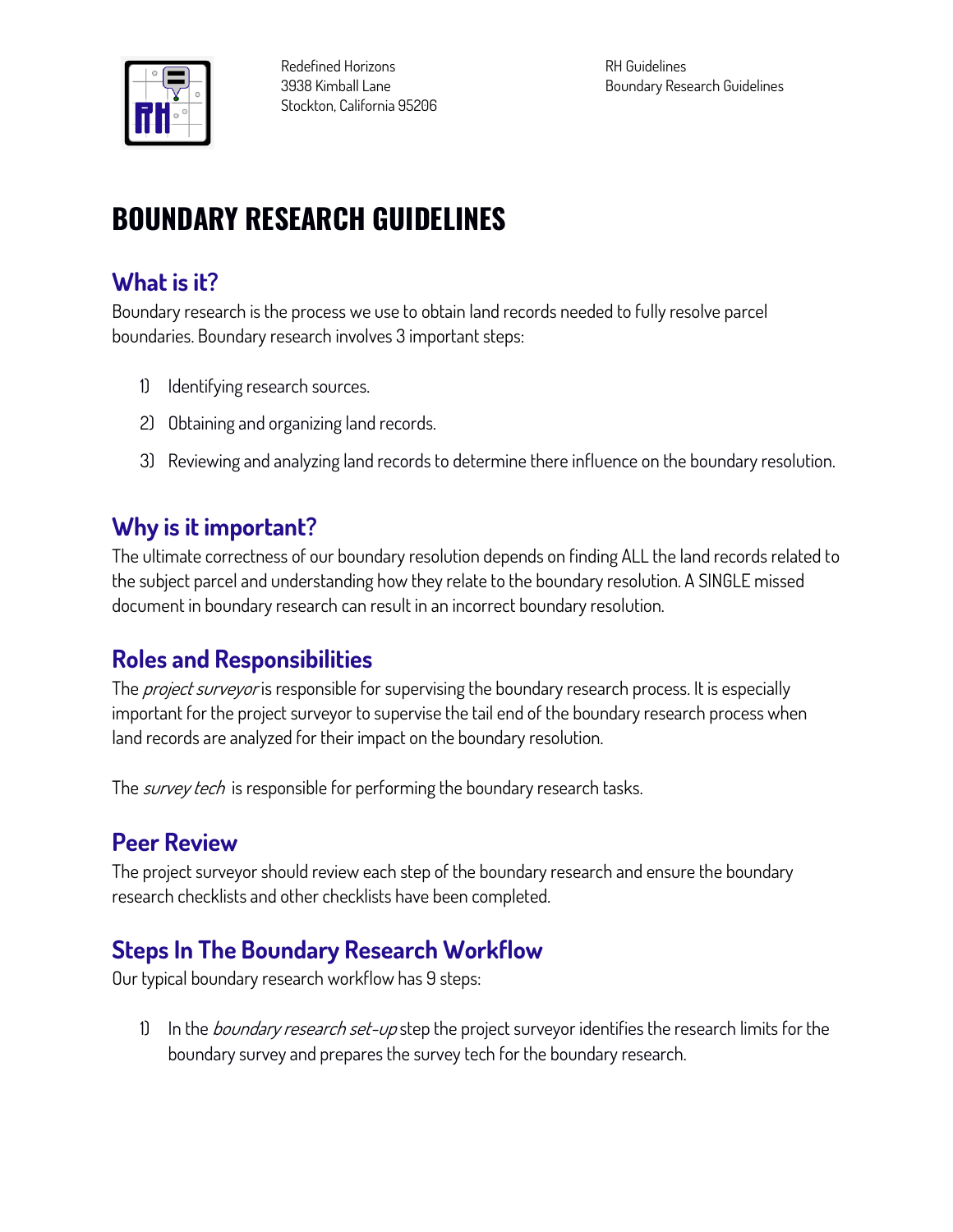Redefined Horizons
3938 Kimball Lane
Stockton, California 95206

RH Guidelines
Boundary Research Guidelines

# BOUNDARY RESEARCH GUIDELINES

## What is it?

Boundary research is the process we use to obtain land records needed to fully resolve parcel boundaries. Boundary research involves 3 important steps:

1) Identifying research sources.
2) Obtaining and organizing land records.
3) Reviewing and analyzing land records to determine there influence on the boundary resolution.

## Why is it important?

The ultimate correctness of our boundary resolution depends on finding ALL the land records related to the subject parcel and understanding how they relate to the boundary resolution. A SINGLE missed document in boundary research can result in an incorrect boundary resolution.

## Roles and Responsibilities

The *project surveyor* is responsible for supervising the boundary research process. It is especially important for the project surveyor to supervise the tail end of the boundary research process when land records are analyzed for their impact on the boundary resolution.

The *survey tech* is responsible for performing the boundary research tasks.

## Peer Review

The project surveyor should review each step of the boundary research and ensure the boundary research checklists and other checklists have been completed.

## Steps In The Boundary Research Workflow

Our typical boundary research workflow has 9 steps:

1) In the *boundary research set-up* step the project surveyor identifies the research limits for the boundary survey and prepares the survey tech for the boundary research.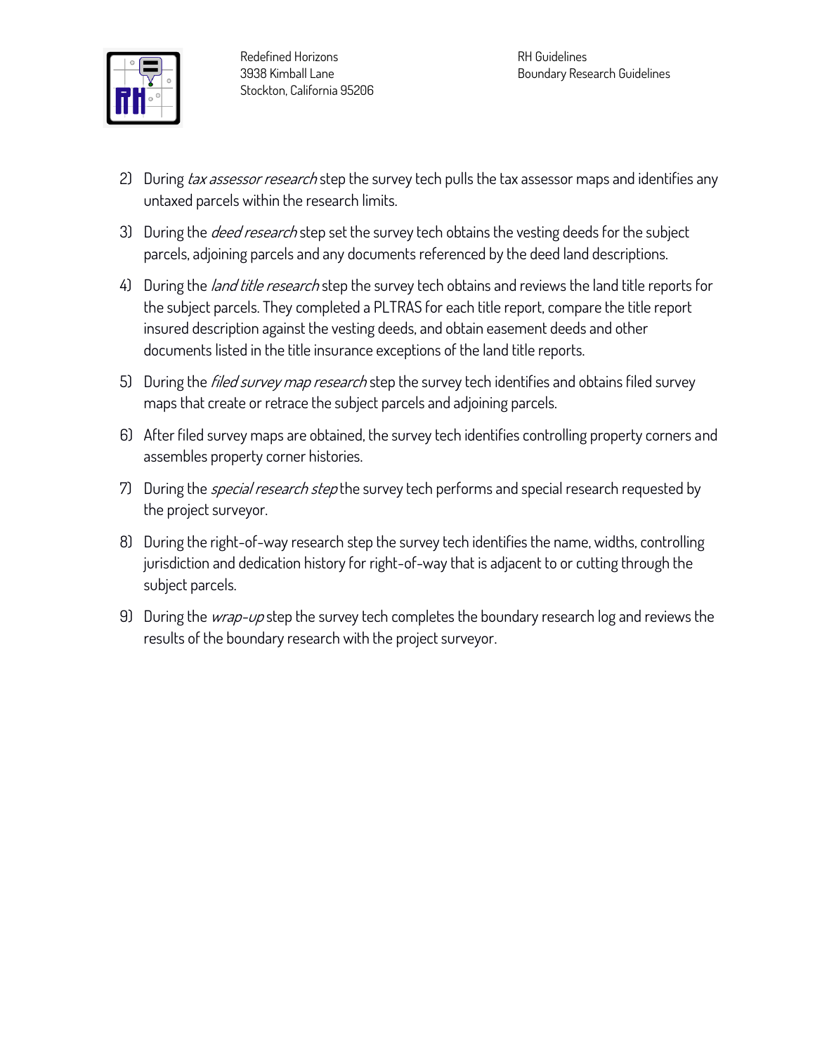2) During *tax assessor research* step the survey tech pulls the tax assessor maps and identifies any untaxed parcels within the research limits.

3) During the *deed research* step set the survey tech obtains the vesting deeds for the subject parcels, adjoining parcels and any documents referenced by the deed land descriptions.

4) During the *land title research* step the survey tech obtains and reviews the land title reports for the subject parcels. They completed a PLTRAS for each title report, compare the title report insured description against the vesting deeds, and obtain easement deeds and other documents listed in the title insurance exceptions of the land title reports.

5) During the *filed survey map research* step the survey tech identifies and obtains filed survey maps that create or retrace the subject parcels and adjoining parcels.

6) After filed survey maps are obtained, the survey tech identifies controlling property corners and assembles property corner histories.

7) During the *special research step* the survey tech performs and special research requested by the project surveyor.

8) During the right-of-way research step the survey tech identifies the name, widths, controlling jurisdiction and dedication history for right-of-way that is adjacent to or cutting through the subject parcels.

9) During the *wrap-up* step the survey tech completes the boundary research log and reviews the results of the boundary research with the project surveyor.